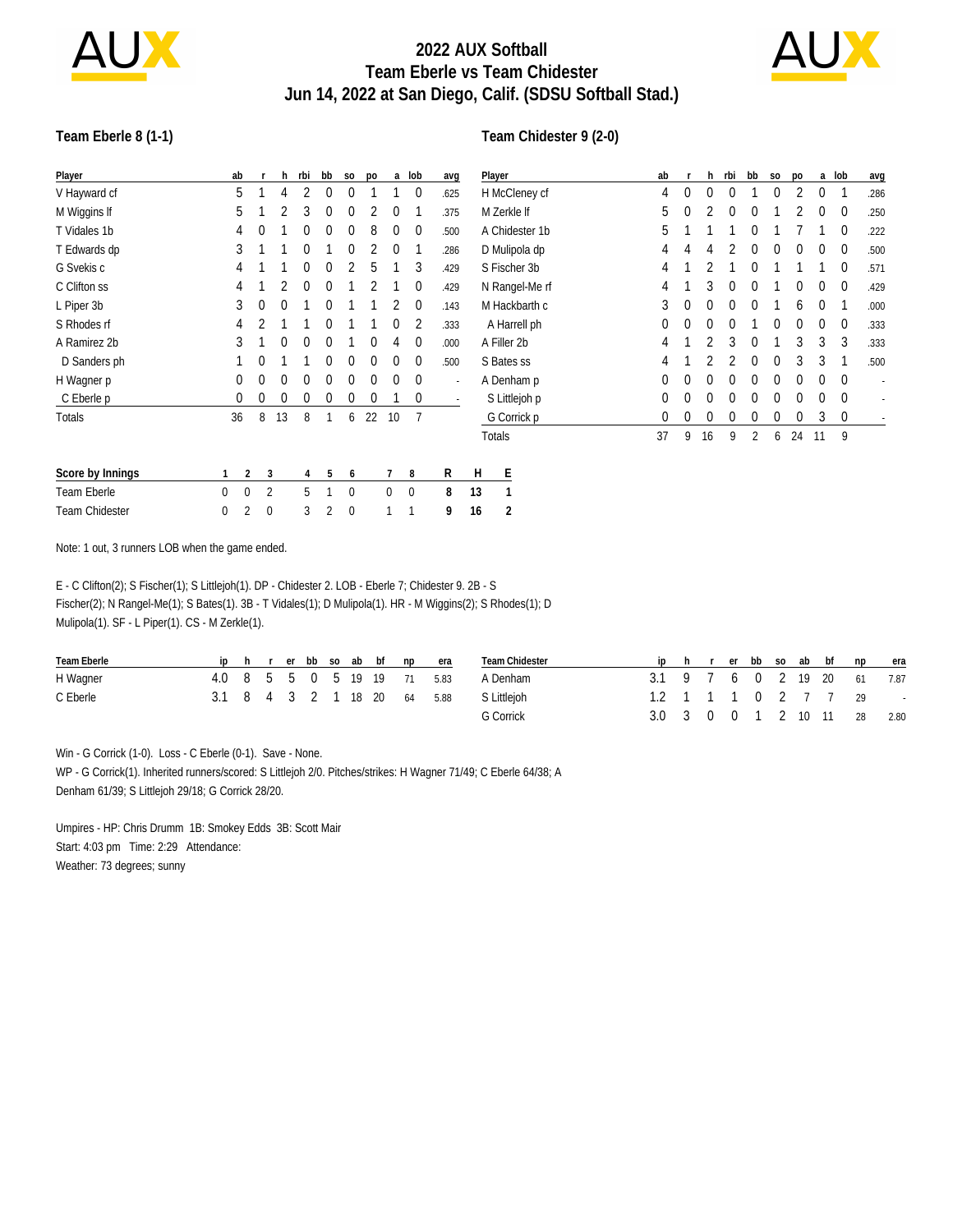# 2022 AUX Softball
## Team Eberle vs Team Chidester
## Jun 14, 2022 at San Diego, Calif. (SDSU Softball Stad.)

### Team Eberle 8 (1-1)

| Player | ab | r | h | rbi | bb | so | po | a | lob | avg |
|---|---|---|---|---|---|---|---|---|---|---|
| V Hayward cf | 5 | 1 | 4 | 2 | 0 | 0 | 1 | 1 | 0 | .625 |
| M Wiggins lf | 5 | 1 | 2 | 3 | 0 | 0 | 2 | 0 | 1 | .375 |
| T Vidales 1b | 4 | 0 | 1 | 0 | 0 | 0 | 8 | 0 | 0 | .500 |
| T Edwards dp | 3 | 1 | 1 | 0 | 1 | 0 | 2 | 0 | 1 | .286 |
| G Svekis c | 4 | 1 | 1 | 0 | 0 | 2 | 5 | 1 | 3 | .429 |
| C Clifton ss | 4 | 1 | 2 | 0 | 0 | 1 | 2 | 1 | 0 | .429 |
| L Piper 3b | 3 | 0 | 0 | 1 | 0 | 1 | 1 | 2 | 0 | .143 |
| S Rhodes rf | 4 | 2 | 1 | 1 | 0 | 1 | 1 | 0 | 2 | .333 |
| A Ramirez 2b | 3 | 1 | 0 | 0 | 0 | 1 | 0 | 4 | 0 | .000 |
| D Sanders ph | 1 | 0 | 1 | 1 | 0 | 0 | 0 | 0 | 0 | .500 |
| H Wagner p | 0 | 0 | 0 | 0 | 0 | 0 | 0 | 0 | 0 | - |
| C Eberle p | 0 | 0 | 0 | 0 | 0 | 0 | 0 | 1 | 0 | - |
| Totals | 36 | 8 | 13 | 8 | 1 | 6 | 22 | 10 | 7 | |

### Team Chidester 9 (2-0)

| Player | ab | r | h | rbi | bb | so | po | a | lob | avg |
|---|---|---|---|---|---|---|---|---|---|---|
| H McCleney cf | 4 | 0 | 0 | 0 | 1 | 0 | 2 | 0 | 1 | .286 |
| M Zerkle lf | 5 | 0 | 2 | 0 | 0 | 1 | 2 | 0 | 0 | .250 |
| A Chidester 1b | 5 | 1 | 1 | 1 | 0 | 1 | 7 | 1 | 0 | .222 |
| D Mulipola dp | 4 | 4 | 4 | 2 | 0 | 0 | 0 | 0 | 0 | .500 |
| S Fischer 3b | 4 | 1 | 2 | 1 | 0 | 1 | 1 | 1 | 0 | .571 |
| N Rangel-Me rf | 4 | 1 | 3 | 0 | 0 | 1 | 0 | 0 | 0 | .429 |
| M Hackbarth c | 3 | 0 | 0 | 0 | 0 | 1 | 6 | 0 | 1 | .000 |
| A Harrell ph | 0 | 0 | 0 | 0 | 1 | 0 | 0 | 0 | 0 | .333 |
| A Filler 2b | 4 | 1 | 2 | 3 | 0 | 1 | 3 | 3 | 3 | .333 |
| S Bates ss | 4 | 1 | 2 | 2 | 0 | 0 | 3 | 3 | 1 | .500 |
| A Denham p | 0 | 0 | 0 | 0 | 0 | 0 | 0 | 0 | 0 | - |
| S Littlejoh p | 0 | 0 | 0 | 0 | 0 | 0 | 0 | 0 | 0 | - |
| G Corrick p | 0 | 0 | 0 | 0 | 0 | 0 | 0 | 3 | 0 | - |
| Totals | 37 | 9 | 16 | 9 | 2 | 6 | 24 | 11 | 9 | |

| Score by Innings | 1 | 2 | 3 | 4 | 5 | 6 | 7 | 8 | R | H | E |
|---|---|---|---|---|---|---|---|---|---|---|---|
| Team Eberle | 0 | 0 | 2 | 5 | 1 | 0 | 0 | 0 | 8 | 13 | 1 |
| Team Chidester | 0 | 2 | 0 | 3 | 2 | 0 | 1 | 1 | 9 | 16 | 2 |

Note: 1 out, 3 runners LOB when the game ended.

E - C Clifton(2); S Fischer(1); S Littlejoh(1). DP - Chidester 2. LOB - Eberle 7; Chidester 9. 2B - S Fischer(2); N Rangel-Me(1); S Bates(1). 3B - T Vidales(1); D Mulipola(1). HR - M Wiggins(2); S Rhodes(1); D Mulipola(1). SF - L Piper(1). CS - M Zerkle(1).

| Team Eberle | ip | h | r | er | bb | so | ab | bf | np | era |
|---|---|---|---|---|---|---|---|---|---|---|
| H Wagner | 4.0 | 8 | 5 | 5 | 0 | 5 | 19 | 19 | 71 | 5.83 |
| C Eberle | 3.1 | 8 | 4 | 3 | 2 | 1 | 18 | 20 | 64 | 5.88 |

| Team Chidester | ip | h | r | er | bb | so | ab | bf | np | era |
|---|---|---|---|---|---|---|---|---|---|---|
| A Denham | 3.1 | 9 | 7 | 6 | 0 | 2 | 19 | 20 | 61 | 7.87 |
| S Littlejoh | 1.2 | 1 | 1 | 1 | 0 | 2 | 7 | 7 | 29 | - |
| G Corrick | 3.0 | 3 | 0 | 0 | 1 | 2 | 10 | 11 | 28 | 2.80 |

Win - G Corrick (1-0). Loss - C Eberle (0-1). Save - None.
WP - G Corrick(1). Inherited runners/scored: S Littlejoh 2/0. Pitches/strikes: H Wagner 71/49; C Eberle 64/38; A Denham 61/39; S Littlejoh 29/18; G Corrick 28/20.

Umpires - HP: Chris Drumm 1B: Smokey Edds 3B: Scott Mair
Start: 4:03 pm Time: 2:29 Attendance:
Weather: 73 degrees; sunny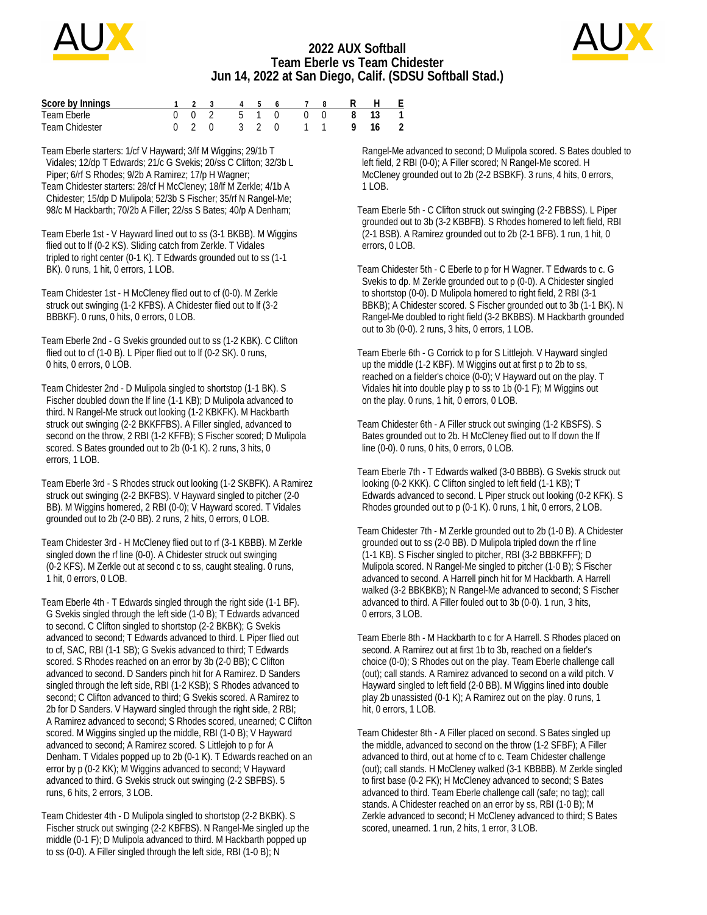# 2022 AUX Softball
## Team Eberle vs Team Chidester
## Jun 14, 2022 at San Diego, Calif. (SDSU Softball Stad.)

| Score by Innings | 1 | 2 | 3 | 4 | 5 | 6 | 7 | 8 | R | H | E |
|---|---|---|---|---|---|---|---|---|---|---|---|
| Team Eberle | 0 | 0 | 2 | 5 | 1 | 0 | 0 | 0 | 8 | 13 | 1 |
| Team Chidester | 0 | 2 | 0 | 3 | 2 | 0 | 1 | 1 | 9 | 16 | 2 |

Team Eberle starters: 1/cf V Hayward; 3/lf M Wiggins; 29/1b T Vidales; 12/dp T Edwards; 21/c G Svekis; 20/ss C Clifton; 32/3b L Piper; 6/rf S Rhodes; 9/2b A Ramirez; 17/p H Wagner;
Team Chidester starters: 28/cf H McCleney; 18/lf M Zerkle; 4/1b A Chidester; 15/dp D Mulipola; 52/3b S Fischer; 35/rf N Rangel-Me; 98/c M Hackbarth; 70/2b A Filler; 22/ss S Bates; 40/p A Denham;

Team Eberle 1st - V Hayward lined out to ss (3-1 BKBB). M Wiggins flied out to lf (0-2 KS). Sliding catch from Zerkle. T Vidales tripled to right center (0-1 K). T Edwards grounded out to ss (1-1 BK). 0 runs, 1 hit, 0 errors, 1 LOB.

Team Chidester 1st - H McCleney flied out to cf (0-0). M Zerkle struck out swinging (1-2 KFBS). A Chidester flied out to lf (3-2 BBBKF). 0 runs, 0 hits, 0 errors, 0 LOB.

Team Eberle 2nd - G Svekis grounded out to ss (1-2 KBK). C Clifton flied out to cf (1-0 B). L Piper flied out to lf (0-2 SK). 0 runs, 0 hits, 0 errors, 0 LOB.

Team Chidester 2nd - D Mulipola singled to shortstop (1-1 BK). S Fischer doubled down the lf line (1-1 KB); D Mulipola advanced to third. N Rangel-Me struck out looking (1-2 KBKFK). M Hackbarth struck out swinging (2-2 BKKFFBS). A Filler singled, advanced to second on the throw, 2 RBI (1-2 KFFB); S Fischer scored; D Mulipola scored. S Bates grounded out to 2b (0-1 K). 2 runs, 3 hits, 0 errors, 1 LOB.

Team Eberle 3rd - S Rhodes struck out looking (1-2 SKBFK). A Ramirez struck out swinging (2-2 BKFBS). V Hayward singled to pitcher (2-0 BB). M Wiggins homered, 2 RBI (0-0); V Hayward scored. T Vidales grounded out to 2b (2-0 BB). 2 runs, 2 hits, 0 errors, 0 LOB.

Team Chidester 3rd - H McCleney flied out to rf (3-1 KBBB). M Zerkle singled down the rf line (0-0). A Chidester struck out swinging (0-2 KFS). M Zerkle out at second c to ss, caught stealing. 0 runs, 1 hit, 0 errors, 0 LOB.

Team Eberle 4th - T Edwards singled through the right side (1-1 BF). G Svekis singled through the left side (1-0 B); T Edwards advanced to second. C Clifton singled to shortstop (2-2 BKBK); G Svekis advanced to second; T Edwards advanced to third. L Piper flied out to cf, SAC, RBI (1-1 SB); G Svekis advanced to third; T Edwards scored. S Rhodes reached on an error by 3b (2-0 BB); C Clifton advanced to second. D Sanders pinch hit for A Ramirez. D Sanders singled through the left side, RBI (1-2 KSB); S Rhodes advanced to second; C Clifton advanced to third; G Svekis scored. A Ramirez to 2b for D Sanders. V Hayward singled through the right side, 2 RBI; A Ramirez advanced to second; S Rhodes scored, unearned; C Clifton scored. M Wiggins singled up the middle, RBI (1-0 B); V Hayward advanced to second; A Ramirez scored. S Littlejoh to p for A Denham. T Vidales popped up to 2b (0-1 K). T Edwards reached on an error by p (0-2 KK); M Wiggins advanced to second; V Hayward advanced to third. G Svekis struck out swinging (2-2 SBFBS). 5 runs, 6 hits, 2 errors, 3 LOB.

Team Chidester 4th - D Mulipola singled to shortstop (2-2 BKBK). S Fischer struck out swinging (2-2 KBFBS). N Rangel-Me singled up the middle (0-1 F); D Mulipola advanced to third. M Hackbarth popped up to ss (0-0). A Filler singled through the left side, RBI (1-0 B); N Rangel-Me advanced to second; D Mulipola scored. S Bates doubled to left field, 2 RBI (0-0); A Filler scored; N Rangel-Me scored. H McCleney grounded out to 2b (2-2 BSBKF). 3 runs, 4 hits, 0 errors, 1 LOB.

Team Eberle 5th - C Clifton struck out swinging (2-2 FBBSS). L Piper grounded out to 3b (3-2 KBBFB). S Rhodes homered to left field, RBI (2-1 BSB). A Ramirez grounded out to 2b (2-1 BFB). 1 run, 1 hit, 0 errors, 0 LOB.

Team Chidester 5th - C Eberle to p for H Wagner. T Edwards to c. G Svekis to dp. M Zerkle grounded out to p (0-0). A Chidester singled to shortstop (0-0). D Mulipola homered to right field, 2 RBI (3-1 BBKB); A Chidester scored. S Fischer grounded out to 3b (1-1 BK). N Rangel-Me doubled to right field (3-2 BKBBS). M Hackbarth grounded out to 3b (0-0). 2 runs, 3 hits, 0 errors, 1 LOB.

Team Eberle 6th - G Corrick to p for S Littlejoh. V Hayward singled up the middle (1-2 KBF). M Wiggins out at first p to 2b to ss, reached on a fielder's choice (0-0); V Hayward out on the play. T Vidales hit into double play p to ss to 1b (0-1 F); M Wiggins out on the play. 0 runs, 1 hit, 0 errors, 0 LOB.

Team Chidester 6th - A Filler struck out swinging (1-2 KBSFS). S Bates grounded out to 2b. H McCleney flied out to lf down the lf line (0-0). 0 runs, 0 hits, 0 errors, 0 LOB.

Team Eberle 7th - T Edwards walked (3-0 BBBB). G Svekis struck out looking (0-2 KKK). C Clifton singled to left field (1-1 KB); T Edwards advanced to second. L Piper struck out looking (0-2 KFK). S Rhodes grounded out to p (0-1 K). 0 runs, 1 hit, 0 errors, 2 LOB.

Team Chidester 7th - M Zerkle grounded out to 2b (1-0 B). A Chidester grounded out to ss (2-0 BB). D Mulipola tripled down the rf line (1-1 KB). S Fischer singled to pitcher, RBI (3-2 BBBKFFF); D Mulipola scored. N Rangel-Me singled to pitcher (1-0 B); S Fischer advanced to second. A Harrell pinch hit for M Hackbarth. A Harrell walked (3-2 BBKBKB); N Rangel-Me advanced to second; S Fischer advanced to third. A Filler fouled out to 3b (0-0). 1 run, 3 hits, 0 errors, 3 LOB.

Team Eberle 8th - M Hackbarth to c for A Harrell. S Rhodes placed on second. A Ramirez out at first 1b to 3b, reached on a fielder's choice (0-0); S Rhodes out on the play. Team Eberle challenge call (out); call stands. A Ramirez advanced to second on a wild pitch. V Hayward singled to left field (2-0 BB). M Wiggins lined into double play 2b unassisted (0-1 K); A Ramirez out on the play. 0 runs, 1 hit, 0 errors, 1 LOB.

Team Chidester 8th - A Filler placed on second. S Bates singled up the middle, advanced to second on the throw (1-2 SFBF); A Filler advanced to third, out at home cf to c. Team Chidester challenge (out); call stands. H McCleney walked (3-1 KBBBB). M Zerkle singled to first base (0-2 FK); H McCleney advanced to second; S Bates advanced to third. Team Eberle challenge call (safe; no tag); call stands. A Chidester reached on an error by ss, RBI (1-0 B); M Zerkle advanced to second; H McCleney advanced to third; S Bates scored, unearned. 1 run, 2 hits, 1 error, 3 LOB.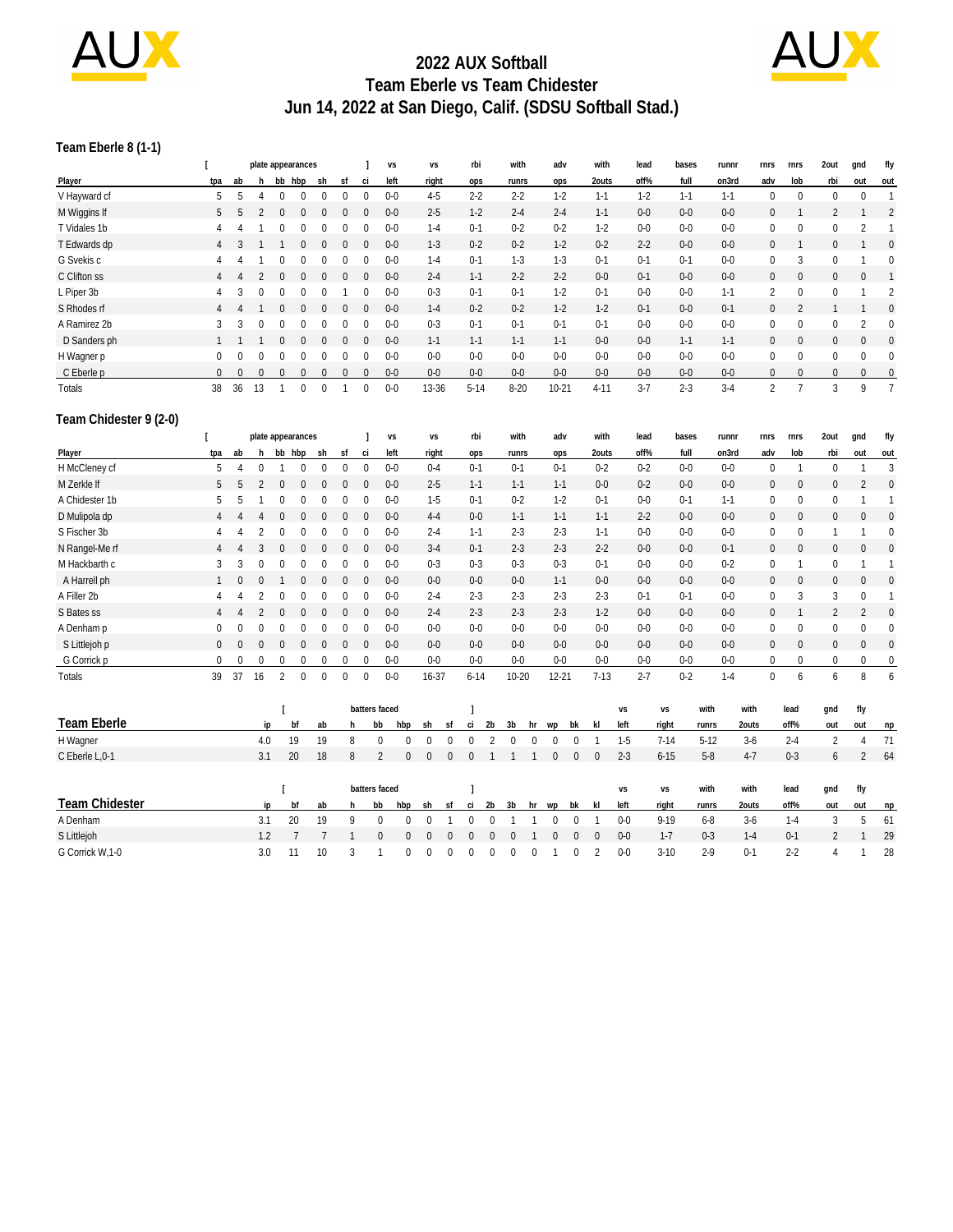# 2022 AUX Softball
# Team Eberle vs Team Chidester
# Jun 14, 2022 at San Diego, Calif. (SDSU Softball Stad.)

## Team Eberle 8 (1-1)

| | [ | | plate appearances | | | | | ] | vs | vs | rbi | with | adv | with | lead | bases | runnr | rnrs | rnrs | 2out | gnd | fly |
|---|---|---|---|---|---|---|---|---|---|---|---|---|---|---|---|---|---|---|---|---|---|---|
| Player | tpa | ab | h | bb | hbp | sh | sf | ci | left | right | ops | runrs | ops | 2outs | off% | full | on3rd | adv | lob | rbi | out | out |
| V Hayward cf | 5 | 5 | 4 | 0 | 0 | 0 | 0 | 0 | 0-0 | 4-5 | 2-2 | 2-2 | 1-2 | 1-1 | 1-2 | 1-1 | 1-1 | 0 | 0 | 0 | 0 | 1 |
| M Wiggins lf | 5 | 5 | 2 | 0 | 0 | 0 | 0 | 0 | 0-0 | 2-5 | 1-2 | 2-4 | 2-4 | 1-1 | 0-0 | 0-0 | 0-0 | 0 | 1 | 2 | 1 | 2 |
| T Vidales 1b | 4 | 4 | 1 | 0 | 0 | 0 | 0 | 0 | 0-0 | 1-4 | 0-1 | 0-2 | 0-2 | 1-2 | 0-0 | 0-0 | 0-0 | 0 | 0 | 0 | 2 | 1 |
| T Edwards dp | 4 | 3 | 1 | 1 | 0 | 0 | 0 | 0 | 0-0 | 1-3 | 0-2 | 0-2 | 1-2 | 0-2 | 2-2 | 0-0 | 0-0 | 0 | 1 | 0 | 1 | 0 |
| G Svekis c | 4 | 4 | 1 | 0 | 0 | 0 | 0 | 0 | 0-0 | 1-4 | 0-1 | 1-3 | 1-3 | 0-1 | 0-1 | 0-1 | 0-0 | 0 | 3 | 0 | 1 | 0 |
| C Clifton ss | 4 | 4 | 2 | 0 | 0 | 0 | 0 | 0 | 0-0 | 2-4 | 1-1 | 2-2 | 2-2 | 0-0 | 0-1 | 0-0 | 0-0 | 0 | 0 | 0 | 0 | 1 |
| L Piper 3b | 4 | 3 | 0 | 0 | 0 | 0 | 1 | 0 | 0-0 | 0-3 | 0-1 | 0-1 | 1-2 | 0-1 | 0-0 | 0-0 | 1-1 | 2 | 0 | 0 | 1 | 2 |
| S Rhodes rf | 4 | 4 | 1 | 0 | 0 | 0 | 0 | 0 | 0-0 | 1-4 | 0-2 | 0-2 | 1-2 | 1-2 | 0-1 | 0-0 | 0-1 | 0 | 2 | 1 | 1 | 0 |
| A Ramirez 2b | 3 | 3 | 0 | 0 | 0 | 0 | 0 | 0 | 0-0 | 0-3 | 0-1 | 0-1 | 0-1 | 0-1 | 0-0 | 0-0 | 0-0 | 0 | 0 | 0 | 2 | 0 |
| D Sanders ph | 1 | 1 | 1 | 0 | 0 | 0 | 0 | 0 | 0-0 | 1-1 | 1-1 | 1-1 | 1-1 | 0-0 | 0-0 | 1-1 | 1-1 | 0 | 0 | 0 | 0 | 0 |
| H Wagner p | 0 | 0 | 0 | 0 | 0 | 0 | 0 | 0 | 0-0 | 0-0 | 0-0 | 0-0 | 0-0 | 0-0 | 0-0 | 0-0 | 0-0 | 0 | 0 | 0 | 0 | 0 |
| C Eberle p | 0 | 0 | 0 | 0 | 0 | 0 | 0 | 0 | 0-0 | 0-0 | 0-0 | 0-0 | 0-0 | 0-0 | 0-0 | 0-0 | 0-0 | 0 | 0 | 0 | 0 | 0 |
| Totals | 38 | 36 | 13 | 1 | 0 | 0 | 1 | 0 | 0-0 | 13-36 | 5-14 | 8-20 | 10-21 | 4-11 | 3-7 | 2-3 | 3-4 | 2 | 7 | 3 | 9 | 7 |

## Team Chidester 9 (2-0)

| | [ | | plate appearances | | | | | ] | vs | vs | rbi | with | adv | with | lead | bases | runnr | rnrs | rnrs | 2out | gnd | fly |
|---|---|---|---|---|---|---|---|---|---|---|---|---|---|---|---|---|---|---|---|---|---|---|
| Player | tpa | ab | h | bb | hbp | sh | sf | ci | left | right | ops | runrs | ops | 2outs | off% | full | on3rd | adv | lob | rbi | out | out |
| H McCleney cf | 5 | 4 | 0 | 1 | 0 | 0 | 0 | 0 | 0-0 | 0-4 | 0-1 | 0-1 | 0-1 | 0-2 | 0-2 | 0-0 | 0-0 | 0 | 1 | 0 | 1 | 3 |
| M Zerkle lf | 5 | 5 | 2 | 0 | 0 | 0 | 0 | 0 | 0-0 | 2-5 | 1-1 | 1-1 | 1-1 | 0-0 | 0-2 | 0-0 | 0-0 | 0 | 0 | 0 | 2 | 0 |
| A Chidester 1b | 5 | 5 | 1 | 0 | 0 | 0 | 0 | 0 | 0-0 | 1-5 | 0-1 | 0-2 | 1-2 | 0-1 | 0-0 | 0-1 | 1-1 | 0 | 0 | 0 | 1 | 1 |
| D Mulipola dp | 4 | 4 | 4 | 0 | 0 | 0 | 0 | 0 | 0-0 | 4-4 | 0-0 | 1-1 | 1-1 | 1-1 | 2-2 | 0-0 | 0-0 | 0 | 0 | 0 | 0 | 0 |
| S Fischer 3b | 4 | 4 | 2 | 0 | 0 | 0 | 0 | 0 | 0-0 | 2-4 | 1-1 | 2-3 | 2-3 | 1-1 | 0-0 | 0-0 | 0-0 | 0 | 0 | 1 | 1 | 0 |
| N Rangel-Me rf | 4 | 4 | 3 | 0 | 0 | 0 | 0 | 0 | 0-0 | 3-4 | 0-1 | 2-3 | 2-3 | 2-2 | 0-0 | 0-0 | 0-1 | 0 | 0 | 0 | 0 | 0 |
| M Hackbarth c | 3 | 3 | 0 | 0 | 0 | 0 | 0 | 0 | 0-0 | 0-3 | 0-3 | 0-3 | 0-3 | 0-1 | 0-0 | 0-0 | 0-2 | 0 | 1 | 0 | 1 | 1 |
| A Harrell ph | 1 | 0 | 0 | 1 | 0 | 0 | 0 | 0 | 0-0 | 0-0 | 0-0 | 0-0 | 1-1 | 0-0 | 0-0 | 0-0 | 0-0 | 0 | 0 | 0 | 0 | 0 |
| A Filler 2b | 4 | 4 | 2 | 0 | 0 | 0 | 0 | 0 | 0-0 | 2-4 | 2-3 | 2-3 | 2-3 | 2-3 | 0-1 | 0-1 | 0-0 | 0 | 3 | 3 | 0 | 1 |
| S Bates ss | 4 | 4 | 2 | 0 | 0 | 0 | 0 | 0 | 0-0 | 2-4 | 2-3 | 2-3 | 2-3 | 1-2 | 0-0 | 0-0 | 0-0 | 0 | 1 | 2 | 2 | 0 |
| A Denham p | 0 | 0 | 0 | 0 | 0 | 0 | 0 | 0 | 0-0 | 0-0 | 0-0 | 0-0 | 0-0 | 0-0 | 0-0 | 0-0 | 0-0 | 0 | 0 | 0 | 0 | 0 |
| S Littlejoh p | 0 | 0 | 0 | 0 | 0 | 0 | 0 | 0 | 0-0 | 0-0 | 0-0 | 0-0 | 0-0 | 0-0 | 0-0 | 0-0 | 0-0 | 0 | 0 | 0 | 0 | 0 |
| G Corrick p | 0 | 0 | 0 | 0 | 0 | 0 | 0 | 0 | 0-0 | 0-0 | 0-0 | 0-0 | 0-0 | 0-0 | 0-0 | 0-0 | 0-0 | 0 | 0 | 0 | 0 | 0 |
| Totals | 39 | 37 | 16 | 2 | 0 | 0 | 0 | 0 | 0-0 | 16-37 | 6-14 | 10-20 | 12-21 | 7-13 | 2-7 | 0-2 | 1-4 | 0 | 6 | 6 | 8 | 6 |

| | | [ | | | batters faced | | | | ] | | | | | | | vs | vs | with | with | lead | gnd | fly | |
|---|---|---|---|---|---|---|---|---|---|---|---|---|---|---|---|---|---|---|---|---|---|---|---|
| **Team Eberle** | ip | bf | ab | h | bb | hbp | sh | sf | ci | 2b | 3b | hr | wp | bk | kl | left | right | runrs | 2outs | off% | out | out | np |
| H Wagner | 4.0 | 19 | 19 | 8 | 0 | 0 | 0 | 0 | 0 | 2 | 0 | 0 | 0 | 0 | 1 | 1-5 | 7-14 | 5-12 | 3-6 | 2-4 | 2 | 4 | 71 |
| C Eberle L,0-1 | 3.1 | 20 | 18 | 8 | 2 | 0 | 0 | 0 | 0 | 1 | 1 | 1 | 0 | 0 | 0 | 2-3 | 6-15 | 5-8 | 4-7 | 0-3 | 6 | 2 | 64 |

| | | [ | | | batters faced | | | | ] | | | | | | | vs | vs | with | with | lead | gnd | fly | |
|---|---|---|---|---|---|---|---|---|---|---|---|---|---|---|---|---|---|---|---|---|---|---|---|
| **Team Chidester** | ip | bf | ab | h | bb | hbp | sh | sf | ci | 2b | 3b | hr | wp | bk | kl | left | right | runrs | 2outs | off% | out | out | np |
| A Denham | 3.1 | 20 | 19 | 9 | 0 | 0 | 0 | 1 | 0 | 0 | 1 | 1 | 0 | 0 | 1 | 0-0 | 9-19 | 6-8 | 3-6 | 1-4 | 3 | 5 | 61 |
| S Littlejoh | 1.2 | 7 | 7 | 1 | 0 | 0 | 0 | 0 | 0 | 0 | 0 | 1 | 0 | 0 | 0 | 0-0 | 1-7 | 0-3 | 1-4 | 0-1 | 2 | 1 | 29 |
| G Corrick W,1-0 | 3.0 | 11 | 10 | 3 | 1 | 0 | 0 | 0 | 0 | 0 | 0 | 0 | 1 | 0 | 2 | 0-0 | 3-10 | 2-9 | 0-1 | 2-2 | 4 | 1 | 28 |